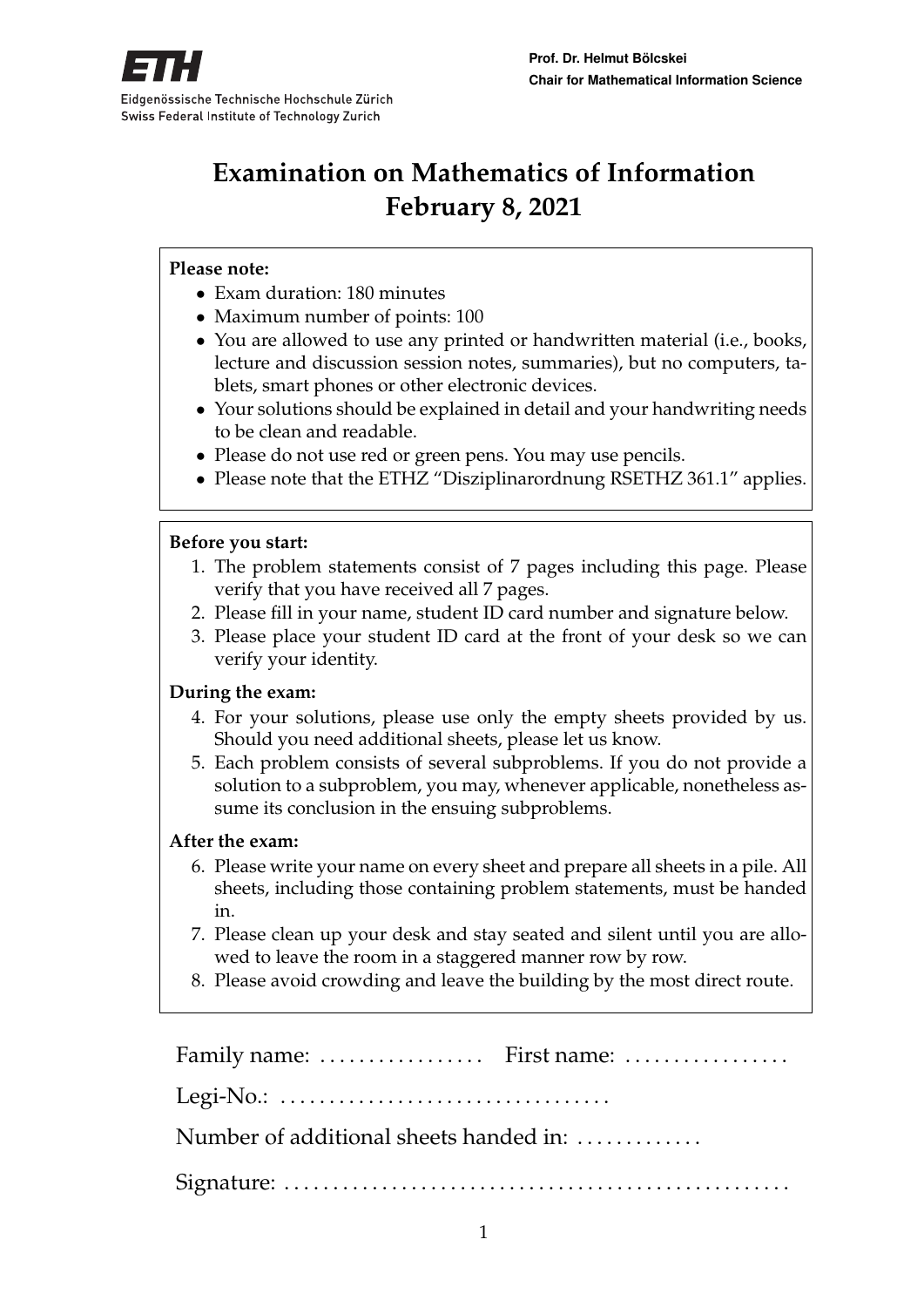**ETH**

Eidgenössische Technische Hochschule Zürich
Swiss Federal Institute of Technology Zurich

**Prof. Dr. Helmut Bölcskei**
**Chair for Mathematical Information Science**

# Examination on Mathematics of Information
# February 8, 2021

**Please note:**

- Exam duration: 180 minutes
- Maximum number of points: 100
- You are allowed to use any printed or handwritten material (i.e., books, lecture and discussion session notes, summaries), but no computers, tablets, smart phones or other electronic devices.
- Your solutions should be explained in detail and your handwriting needs to be clean and readable.
- Please do not use red or green pens. You may use pencils.
- Please note that the ETHZ "Disziplinarordnung RSETHZ 361.1" applies.

**Before you start:**

1. The problem statements consist of 7 pages including this page. Please verify that you have received all 7 pages.
2. Please fill in your name, student ID card number and signature below.
3. Please place your student ID card at the front of your desk so we can verify your identity.

**During the exam:**

4. For your solutions, please use only the empty sheets provided by us. Should you need additional sheets, please let us know.
5. Each problem consists of several subproblems. If you do not provide a solution to a subproblem, you may, whenever applicable, nonetheless assume its conclusion in the ensuing subproblems.

**After the exam:**

6. Please write your name on every sheet and prepare all sheets in a pile. All sheets, including those containing problem statements, must be handed in.
7. Please clean up your desk and stay seated and silent until you are allowed to leave the room in a staggered manner row by row.
8. Please avoid crowding and leave the building by the most direct route.

Family name: ................. First name: .................

Legi-No.: ..................................

Number of additional sheets handed in: .............

Signature: ....................................................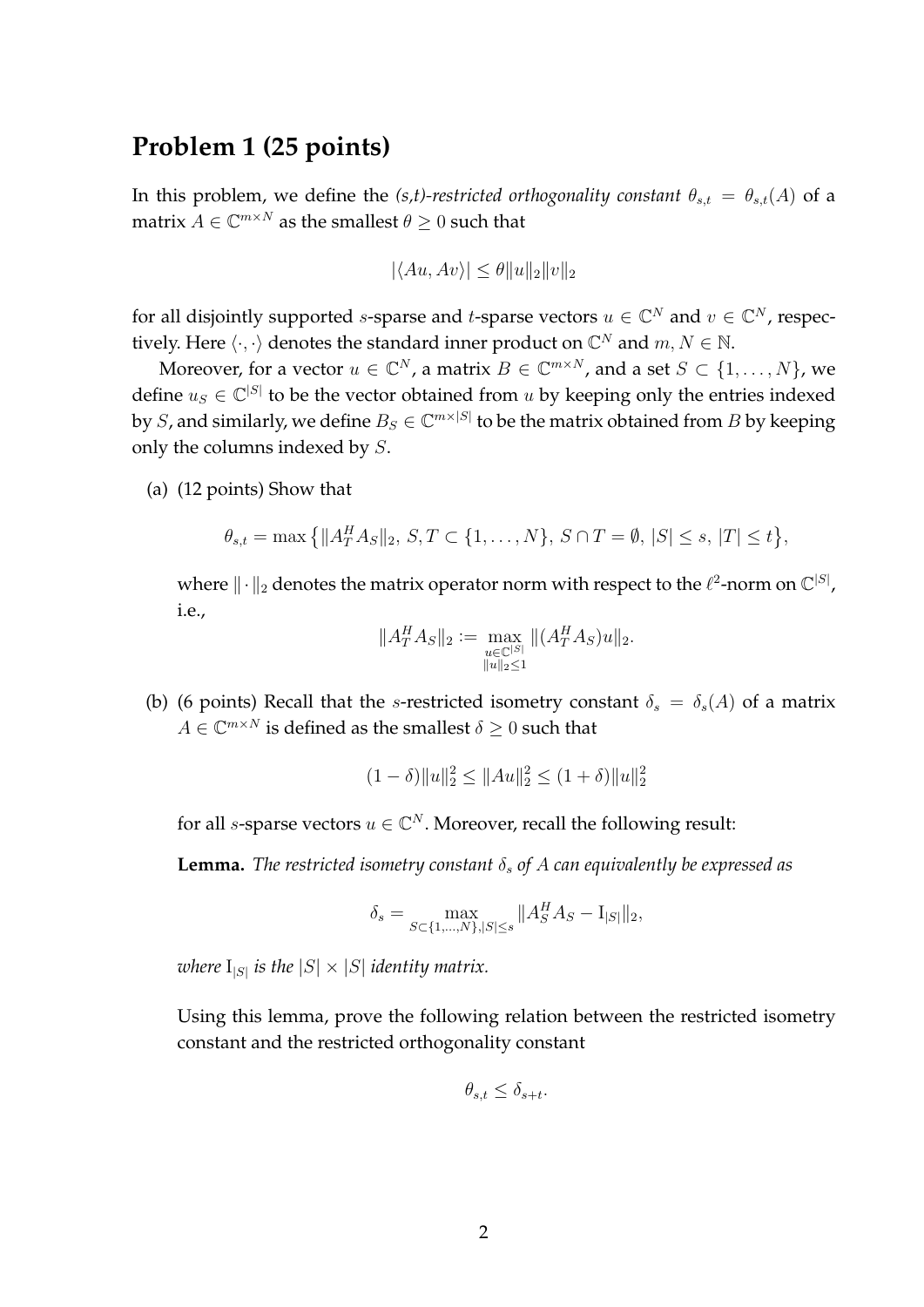## Problem 1 (25 points)

In this problem, we define the *(s,t)-restricted orthogonality constant* $\theta_{s,t} = \theta_{s,t}(A)$ of a matrix $A \in \mathbb{C}^{m \times N}$ as the smallest $\theta \geq 0$ such that

$$|\langle Au, Av \rangle| \leq \theta \|u\|_2 \|v\|_2$$

for all disjointly supported $s$-sparse and $t$-sparse vectors $u \in \mathbb{C}^N$ and $v \in \mathbb{C}^N$, respectively. Here $\langle \cdot, \cdot \rangle$ denotes the standard inner product on $\mathbb{C}^N$ and $m, N \in \mathbb{N}$.

Moreover, for a vector $u \in \mathbb{C}^N$, a matrix $B \in \mathbb{C}^{m \times N}$, and a set $S \subset \{1, \ldots, N\}$, we define $u_S \in \mathbb{C}^{|S|}$ to be the vector obtained from $u$ by keeping only the entries indexed by $S$, and similarly, we define $B_S \in \mathbb{C}^{m \times |S|}$ to be the matrix obtained from $B$ by keeping only the columns indexed by $S$.

(a) (12 points) Show that

$$\theta_{s,t} = \max \big\{ \|A_T^H A_S\|_2,\ S, T \subset \{1, \ldots, N\},\ S \cap T = \emptyset,\ |S| \leq s,\ |T| \leq t \big\},$$

where $\|\cdot\|_2$ denotes the matrix operator norm with respect to the $\ell^2$-norm on $\mathbb{C}^{|S|}$, i.e.,

$$\|A_T^H A_S\|_2 := \max_{\substack{u \in \mathbb{C}^{|S|} \\ \|u\|_2 \leq 1}} \|(A_T^H A_S) u\|_2.$$

(b) (6 points) Recall that the $s$-restricted isometry constant $\delta_s = \delta_s(A)$ of a matrix $A \in \mathbb{C}^{m \times N}$ is defined as the smallest $\delta \geq 0$ such that

$$(1 - \delta)\|u\|_2^2 \leq \|Au\|_2^2 \leq (1 + \delta)\|u\|_2^2$$

for all $s$-sparse vectors $u \in \mathbb{C}^N$. Moreover, recall the following result:

**Lemma.** *The restricted isometry constant $\delta_s$ of $A$ can equivalently be expressed as*

$$\delta_s = \max_{S \subset \{1, \ldots, N\}, |S| \leq s} \|A_S^H A_S - \mathrm{I}_{|S|}\|_2,$$

*where $\mathrm{I}_{|S|}$ is the $|S| \times |S|$ identity matrix.*

Using this lemma, prove the following relation between the restricted isometry constant and the restricted orthogonality constant

$$\theta_{s,t} \leq \delta_{s+t}.$$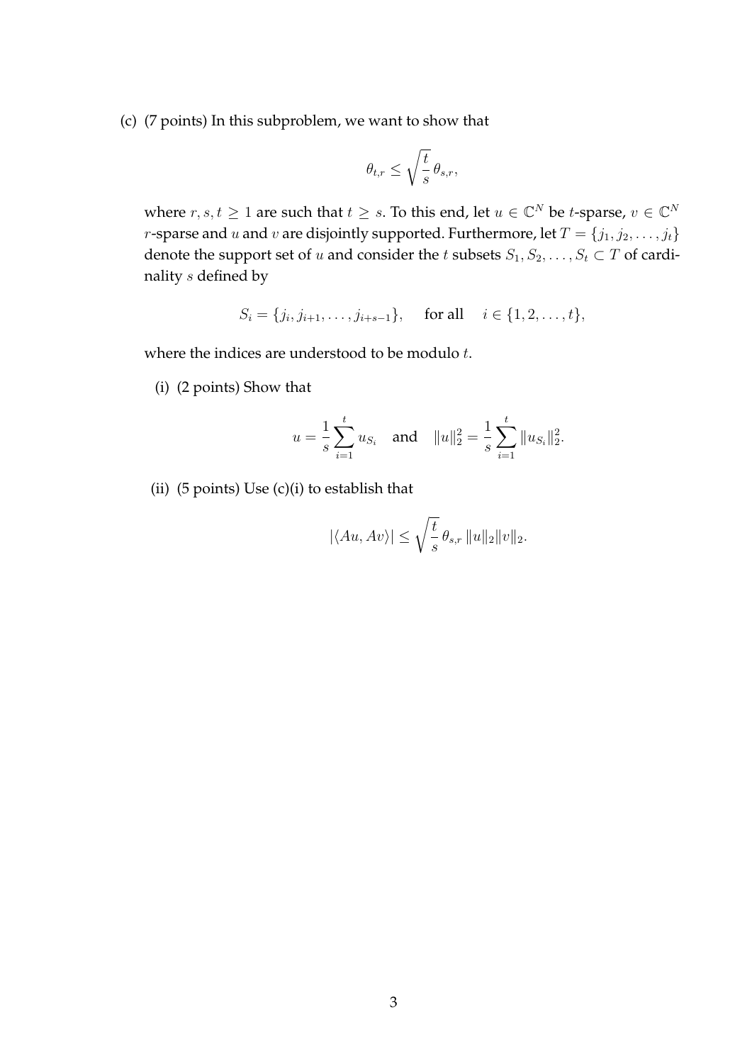(c) (7 points) In this subproblem, we want to show that

$$\theta_{t,r} \leq \sqrt{\frac{t}{s}}\,\theta_{s,r},$$

where $r, s, t \geq 1$ are such that $t \geq s$. To this end, let $u \in \mathbb{C}^N$ be $t$-sparse, $v \in \mathbb{C}^N$ $r$-sparse and $u$ and $v$ are disjointly supported. Furthermore, let $T = \{j_1, j_2, \dots, j_t\}$ denote the support set of $u$ and consider the $t$ subsets $S_1, S_2, \dots, S_t \subset T$ of cardinality $s$ defined by

$$S_i = \{j_i, j_{i+1}, \dots, j_{i+s-1}\}, \quad \text{for all} \quad i \in \{1, 2, \dots, t\},$$

where the indices are understood to be modulo $t$.

(i) (2 points) Show that

$$u = \frac{1}{s}\sum_{i=1}^{t} u_{S_i} \quad \text{and} \quad \|u\|_2^2 = \frac{1}{s}\sum_{i=1}^{t} \|u_{S_i}\|_2^2.$$

(ii) (5 points) Use (c)(i) to establish that

$$|\langle Au, Av\rangle| \leq \sqrt{\frac{t}{s}}\,\theta_{s,r}\,\|u\|_2\|v\|_2.$$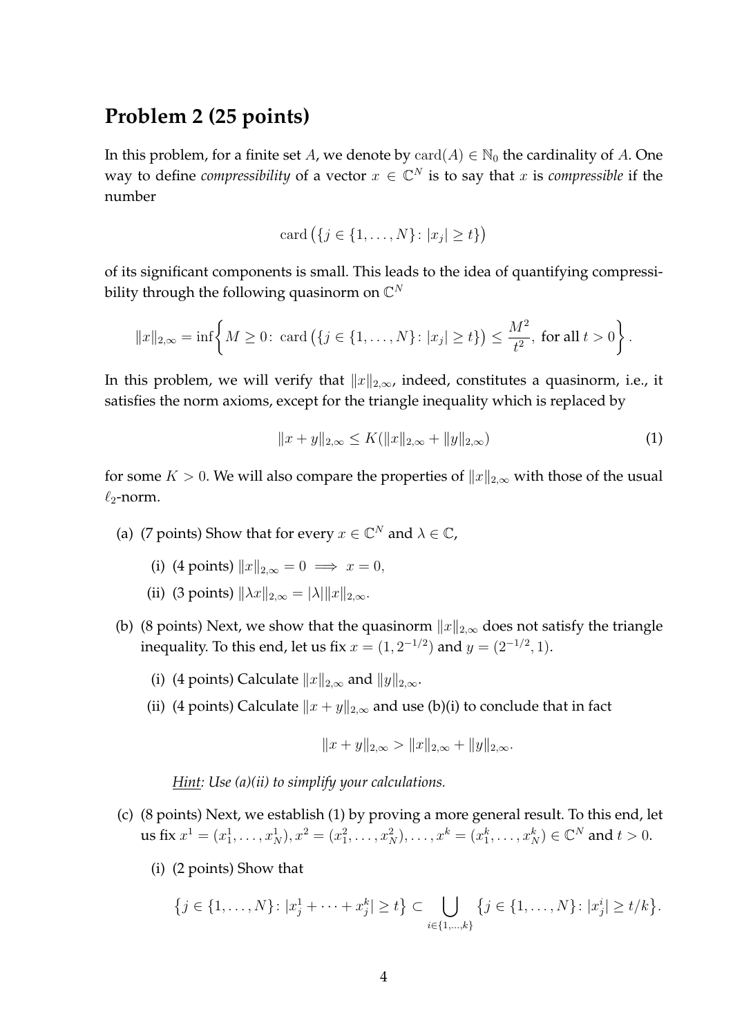## Problem 2 (25 points)

In this problem, for a finite set $A$, we denote by $\operatorname{card}(A) \in \mathbb{N}_0$ the cardinality of $A$. One way to define *compressibility* of a vector $x \in \mathbb{C}^N$ is to say that $x$ is *compressible* if the number

$$\operatorname{card}\left(\{j \in \{1, \ldots, N\} \colon |x_j| \geq t\}\right)$$

of its significant components is small. This leads to the idea of quantifying compressibility through the following quasinorm on $\mathbb{C}^N$

$$\|x\|_{2,\infty} = \inf\left\{ M \geq 0 \colon \operatorname{card}\left(\{j \in \{1, \ldots, N\} \colon |x_j| \geq t\}\right) \leq \frac{M^2}{t^2}, \text{ for all } t > 0 \right\}.$$

In this problem, we will verify that $\|x\|_{2,\infty}$, indeed, constitutes a quasinorm, i.e., it satisfies the norm axioms, except for the triangle inequality which is replaced by

$$\|x + y\|_{2,\infty} \leq K(\|x\|_{2,\infty} + \|y\|_{2,\infty}) \tag{1}$$

for some $K > 0$. We will also compare the properties of $\|x\|_{2,\infty}$ with those of the usual $\ell_2$-norm.

(a) (7 points) Show that for every $x \in \mathbb{C}^N$ and $\lambda \in \mathbb{C}$,

   (i) (4 points) $\|x\|_{2,\infty} = 0 \implies x = 0$,

   (ii) (3 points) $\|\lambda x\|_{2,\infty} = |\lambda| \|x\|_{2,\infty}$.

(b) (8 points) Next, we show that the quasinorm $\|x\|_{2,\infty}$ does not satisfy the triangle inequality. To this end, let us fix $x = (1, 2^{-1/2})$ and $y = (2^{-1/2}, 1)$.

   (i) (4 points) Calculate $\|x\|_{2,\infty}$ and $\|y\|_{2,\infty}$.

   (ii) (4 points) Calculate $\|x + y\|_{2,\infty}$ and use (b)(i) to conclude that in fact

$$\|x + y\|_{2,\infty} > \|x\|_{2,\infty} + \|y\|_{2,\infty}.$$

   *<u>Hint</u>: Use (a)(ii) to simplify your calculations.*

(c) (8 points) Next, we establish (1) by proving a more general result. To this end, let us fix $x^1 = (x_1^1, \ldots, x_N^1), x^2 = (x_1^2, \ldots, x_N^2), \ldots, x^k = (x_1^k, \ldots, x_N^k) \in \mathbb{C}^N$ and $t > 0$.

   (i) (2 points) Show that

$$\left\{j \in \{1, \ldots, N\} \colon |x_j^1 + \cdots + x_j^k| \geq t\right\} \subset \bigcup_{i \in \{1, \ldots, k\}} \left\{j \in \{1, \ldots, N\} \colon |x_j^i| \geq t/k\right\}.$$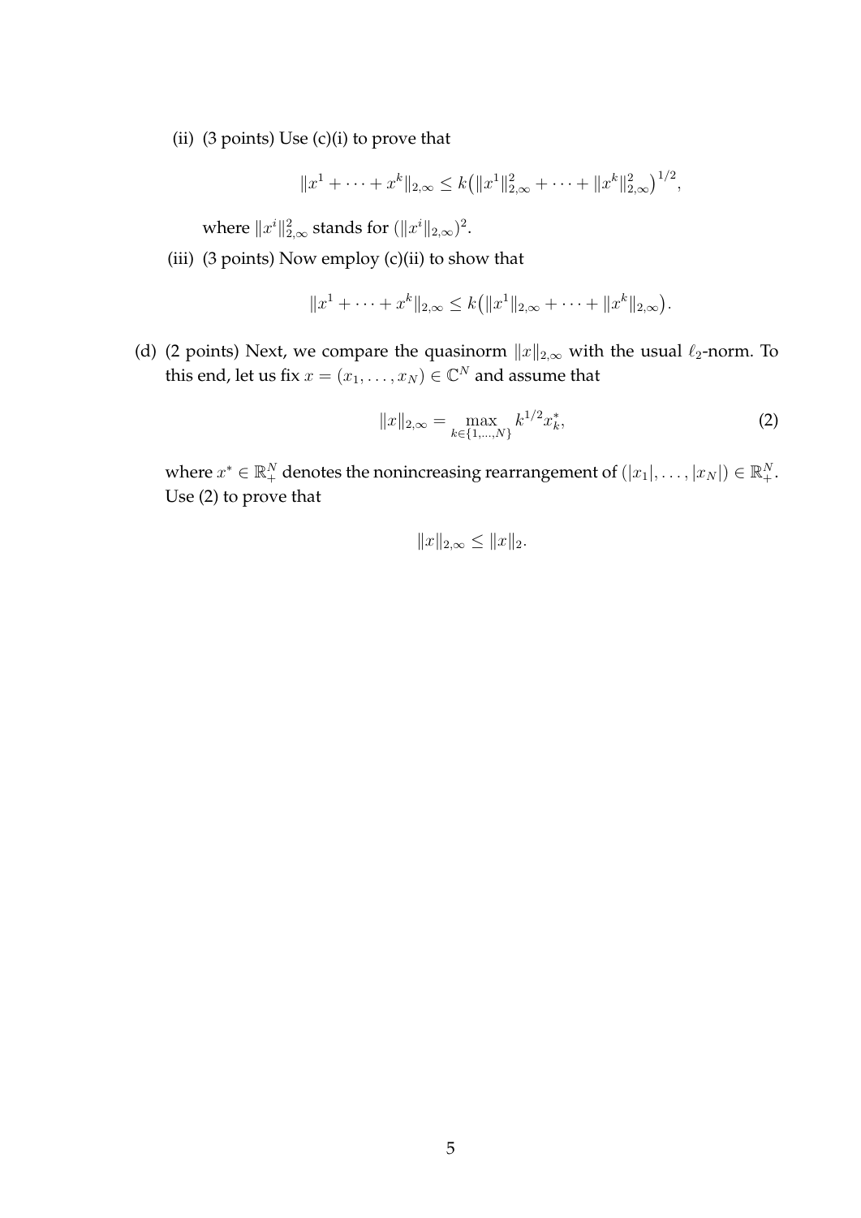(ii) (3 points) Use (c)(i) to prove that

$$\|x^1 + \cdots + x^k\|_{2,\infty} \leq k\big(\|x^1\|_{2,\infty}^2 + \cdots + \|x^k\|_{2,\infty}^2\big)^{1/2},$$

where $\|x^i\|_{2,\infty}^2$ stands for $(\|x^i\|_{2,\infty})^2$.

(iii) (3 points) Now employ (c)(ii) to show that

$$\|x^1 + \cdots + x^k\|_{2,\infty} \leq k\big(\|x^1\|_{2,\infty} + \cdots + \|x^k\|_{2,\infty}\big).$$

(d) (2 points) Next, we compare the quasinorm $\|x\|_{2,\infty}$ with the usual $\ell_2$-norm. To this end, let us fix $x = (x_1, \ldots, x_N) \in \mathbb{C}^N$ and assume that

$$\|x\|_{2,\infty} = \max_{k \in \{1,\ldots,N\}} k^{1/2} x_k^*, \tag{2}$$

where $x^* \in \mathbb{R}_+^N$ denotes the nonincreasing rearrangement of $(|x_1|, \ldots, |x_N|) \in \mathbb{R}_+^N$. Use (2) to prove that

$$\|x\|_{2,\infty} \leq \|x\|_2.$$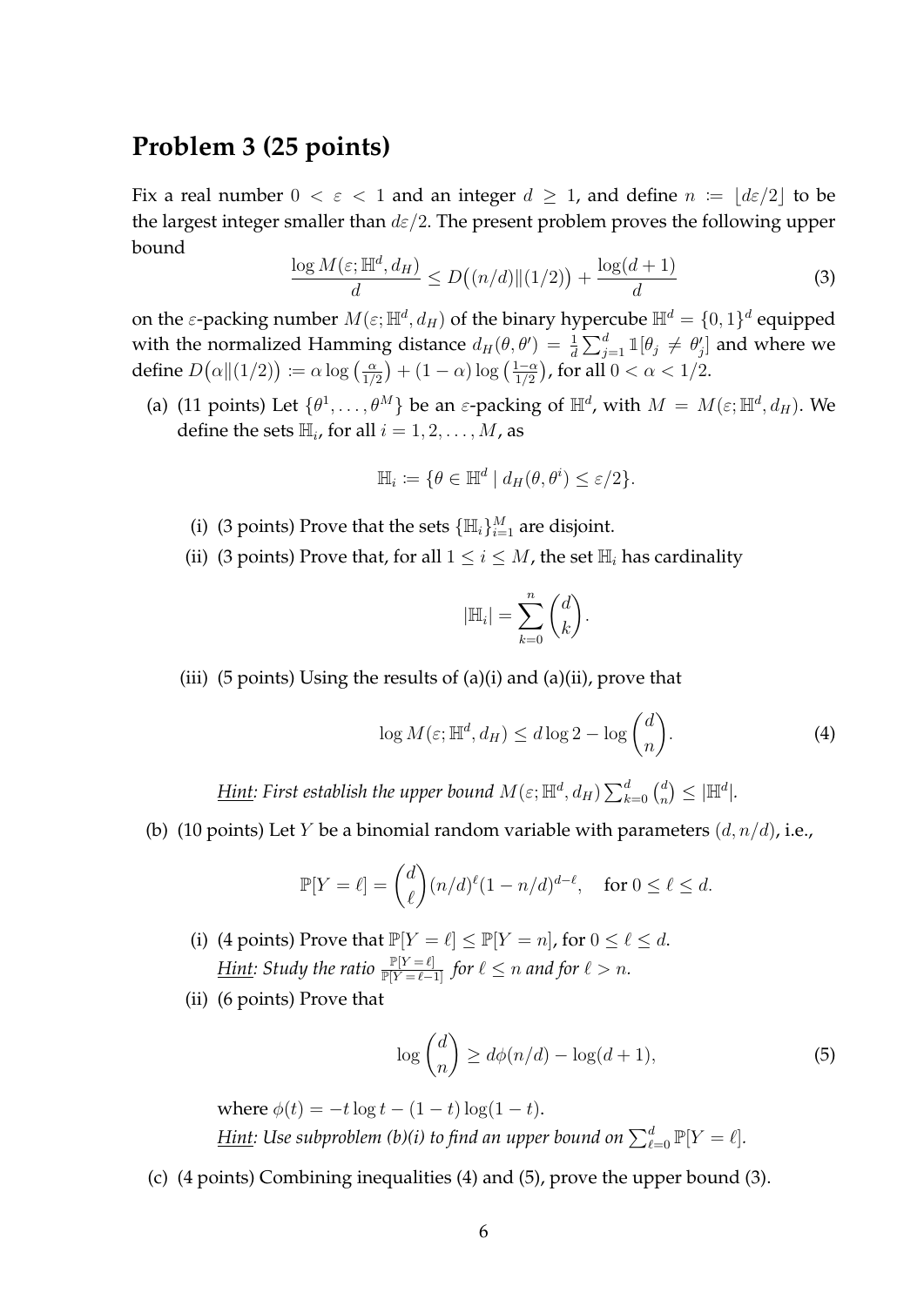## Problem 3 (25 points)

Fix a real number $0 < \varepsilon < 1$ and an integer $d \geq 1$, and define $n := \lfloor d\varepsilon/2 \rfloor$ to be the largest integer smaller than $d\varepsilon/2$. The present problem proves the following upper bound

$$\frac{\log M(\varepsilon; \mathbb{H}^d, d_H)}{d} \leq D\big((n/d)\|(1/2)\big) + \frac{\log(d+1)}{d} \tag{3}$$

on the $\varepsilon$-packing number $M(\varepsilon; \mathbb{H}^d, d_H)$ of the binary hypercube $\mathbb{H}^d = \{0,1\}^d$ equipped with the normalized Hamming distance $d_H(\theta, \theta') = \frac{1}{d}\sum_{j=1}^d \mathbb{1}[\theta_j \neq \theta'_j]$ and where we define $D\big(\alpha\|(1/2)\big) := \alpha \log\left(\frac{\alpha}{1/2}\right) + (1-\alpha)\log\left(\frac{1-\alpha}{1/2}\right)$, for all $0 < \alpha < 1/2$.

(a) (11 points) Let $\{\theta^1, \ldots, \theta^M\}$ be an $\varepsilon$-packing of $\mathbb{H}^d$, with $M = M(\varepsilon; \mathbb{H}^d, d_H)$. We define the sets $\mathbb{H}_i$, for all $i = 1, 2, \ldots, M$, as

$$\mathbb{H}_i := \{\theta \in \mathbb{H}^d \mid d_H(\theta, \theta^i) \leq \varepsilon/2\}.$$

  (i) (3 points) Prove that the sets $\{\mathbb{H}_i\}_{i=1}^M$ are disjoint.

  (ii) (3 points) Prove that, for all $1 \leq i \leq M$, the set $\mathbb{H}_i$ has cardinality

$$|\mathbb{H}_i| = \sum_{k=0}^{n} \binom{d}{k}.$$

  (iii) (5 points) Using the results of (a)(i) and (a)(ii), prove that

$$\log M(\varepsilon; \mathbb{H}^d, d_H) \leq d \log 2 - \log \binom{d}{n}. \tag{4}$$

  *<u>Hint</u>: First establish the upper bound $M(\varepsilon; \mathbb{H}^d, d_H)\sum_{k=0}^{d}\binom{d}{n} \leq |\mathbb{H}^d|$.*

(b) (10 points) Let $Y$ be a binomial random variable with parameters $(d, n/d)$, i.e.,

$$\mathbb{P}[Y = \ell] = \binom{d}{\ell}(n/d)^\ell (1 - n/d)^{d-\ell}, \quad \text{for } 0 \leq \ell \leq d.$$

  (i) (4 points) Prove that $\mathbb{P}[Y = \ell] \leq \mathbb{P}[Y = n]$, for $0 \leq \ell \leq d$.
  *<u>Hint</u>: Study the ratio $\frac{\mathbb{P}[Y=\ell]}{\mathbb{P}[Y=\ell-1]}$ for $\ell \leq n$ and for $\ell > n$.*

  (ii) (6 points) Prove that

$$\log \binom{d}{n} \geq d\phi(n/d) - \log(d+1), \tag{5}$$

  where $\phi(t) = -t \log t - (1-t)\log(1-t)$.
  *<u>Hint</u>: Use subproblem (b)(i) to find an upper bound on $\sum_{\ell=0}^{d} \mathbb{P}[Y = \ell]$.*

(c) (4 points) Combining inequalities (4) and (5), prove the upper bound (3).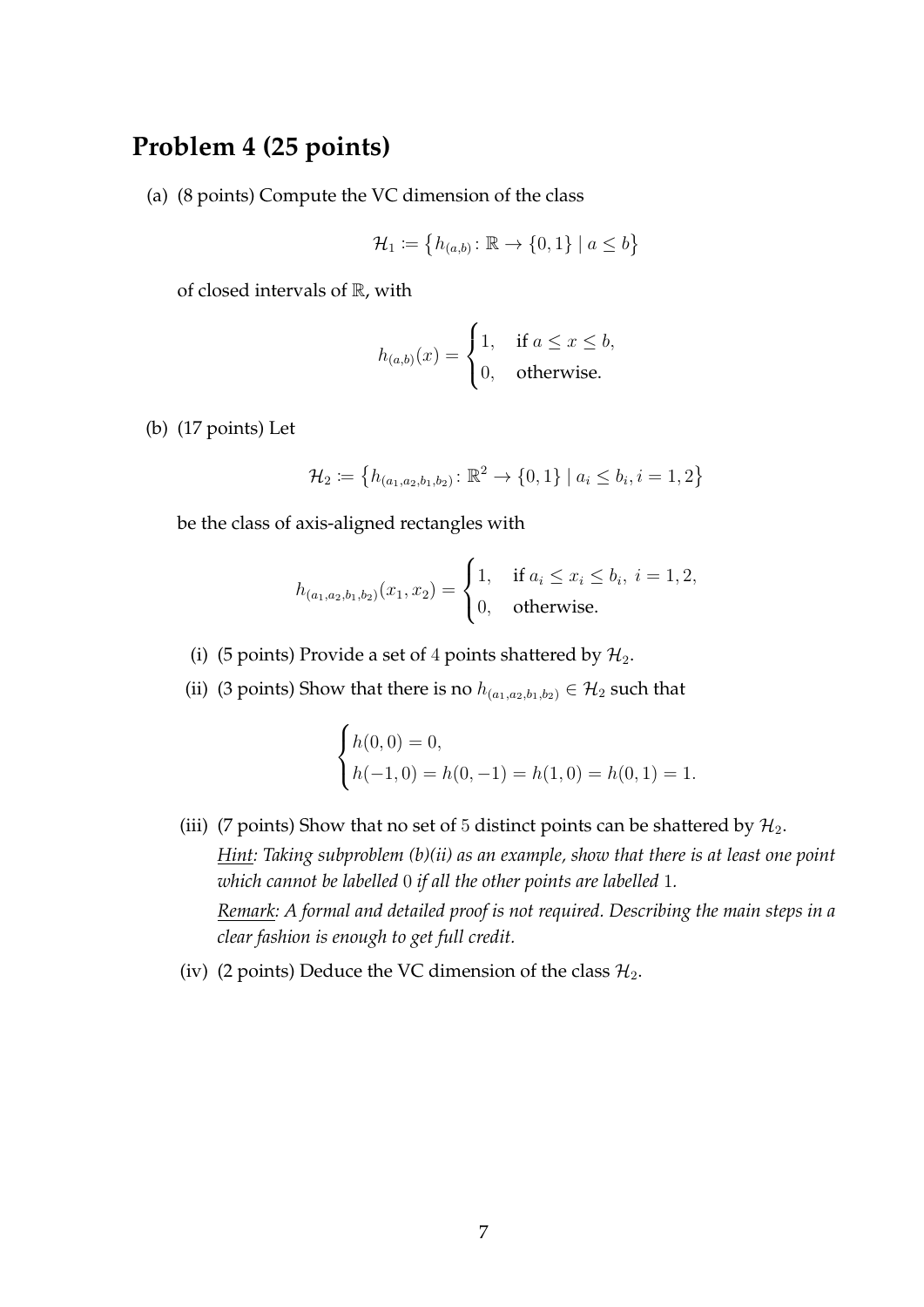## Problem 4 (25 points)

(a) (8 points) Compute the VC dimension of the class

$$\mathcal{H}_1 := \{h_{(a,b)} : \mathbb{R} \to \{0, 1\} \mid a \leq b\}$$

of closed intervals of $\mathbb{R}$, with

$$h_{(a,b)}(x) = \begin{cases} 1, & \text{if } a \leq x \leq b, \\ 0, & \text{otherwise.} \end{cases}$$

(b) (17 points) Let

$$\mathcal{H}_2 := \{h_{(a_1,a_2,b_1,b_2)} : \mathbb{R}^2 \to \{0, 1\} \mid a_i \leq b_i, i = 1, 2\}$$

be the class of axis-aligned rectangles with

$$h_{(a_1,a_2,b_1,b_2)}(x_1, x_2) = \begin{cases} 1, & \text{if } a_i \leq x_i \leq b_i,\ i = 1, 2, \\ 0, & \text{otherwise.} \end{cases}$$

(i) (5 points) Provide a set of 4 points shattered by $\mathcal{H}_2$.

(ii) (3 points) Show that there is no $h_{(a_1,a_2,b_1,b_2)} \in \mathcal{H}_2$ such that

$$\begin{cases} h(0, 0) = 0, \\ h(-1, 0) = h(0, -1) = h(1, 0) = h(0, 1) = 1. \end{cases}$$

(iii) (7 points) Show that no set of 5 distinct points can be shattered by $\mathcal{H}_2$.

*Hint: Taking subproblem (b)(ii) as an example, show that there is at least one point which cannot be labelled 0 if all the other points are labelled 1.*

*Remark: A formal and detailed proof is not required. Describing the main steps in a clear fashion is enough to get full credit.*

(iv) (2 points) Deduce the VC dimension of the class $\mathcal{H}_2$.